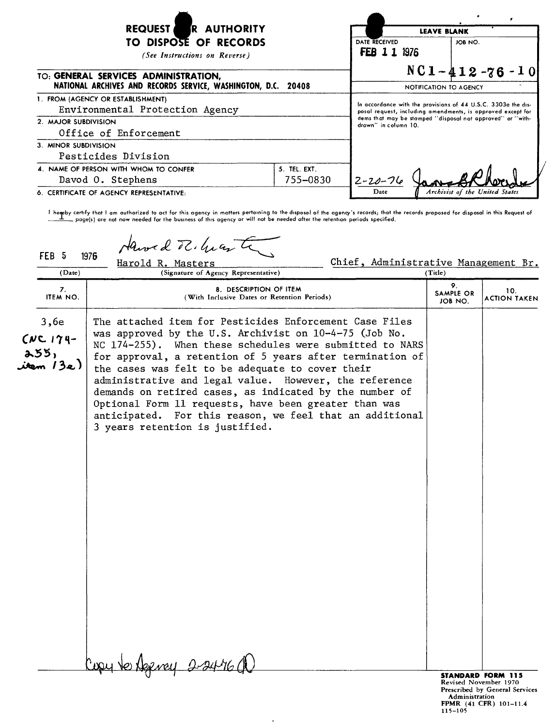# REQUEST FOR AUTHORITY TO DISPOSE OF RECORDS

*(See Instructions on Reverse)*

| LEAVE BLANK | |
|---|---|
| DATE RECEIVED: FEB 11 1976 | JOB NO.: NC1-412-76-10 |

**TO: GENERAL SERVICES ADMINISTRATION, NATIONAL ARCHIVES AND RECORDS SERVICE, WASHINGTON, D.C. 20408**

1. FROM (AGENCY OR ESTABLISHMENT): Environmental Protection Agency
2. MAJOR SUBDIVISION: Office of Enforcement
3. MINOR SUBDIVISION: Pesticides Division
4. NAME OF PERSON WITH WHOM TO CONFER: Davod O. Stephens
5. TEL. EXT.: 755-0830
6. CERTIFICATE OF AGENCY REPRESENTATIVE:

**NOTIFICATION TO AGENCY**

In accordance with the provisions of 44 U.S.C. 3303a the disposal request, including amendments, is approved except for items that may be stamped "disposal not approved" or "withdrawn" in column 10.

2-20-76 (Date) — *[signature]* Archivist of the United States

I hereby certify that I am authorized to act for this agency in matters pertaining to the disposal of the agency's records; that the records proposed for disposal in this Request of 1 page(s) are not now needed for the business of this agency or will not be needed after the retention periods specified.

| (Date) | (Signature of Agency Representative) | (Title) |
|---|---|---|
| FEB 5 1976 | Harold R. Masters | Chief, Administrative Management Br. |

| 7. ITEM NO. | 8. DESCRIPTION OF ITEM (With Inclusive Dates or Retention Periods) | 9. SAMPLE OR JOB NO. | 10. ACTION TAKEN |
|---|---|---|---|
| 3,6e (NC 174-255, item 13e) | The attached item for Pesticides Enforcement Case Files was approved by the U.S. Archivist on 10-4-75 (Job No. NC 174-255). When these schedules were submitted to NARS for approval, a retention of 5 years after termination of the cases was felt to be adequate to cover their administrative and legal value. However, the reference demands on retired cases, as indicated by the number of Optional Form 11 requests, have been greater than was anticipated. For this reason, we feel that an additional 3 years retention is justified. | | |

Copy to Agency 2-24-76 (R)

**STANDARD FORM 115**
Revised November 1970
Prescribed by General Services Administration
FPMR (41 CFR) 101-11.4
115-105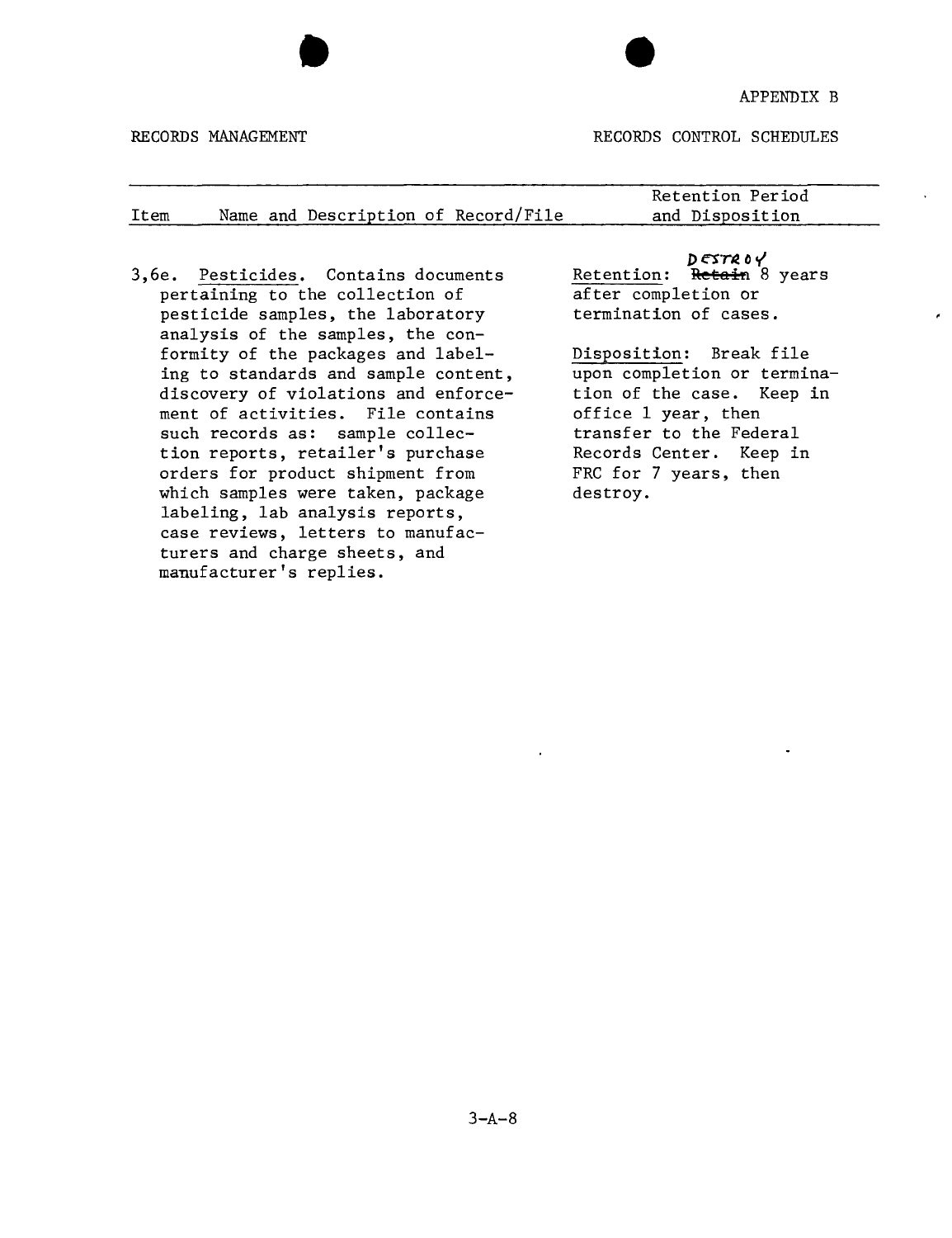APPENDIX B

RECORDS MANAGEMENT

RECORDS CONTROL SCHEDULES

| Item | Name and Description of Record/File | Retention Period and Disposition |
|---|---|---|
| 3,6e. | Pesticides. Contains documents pertaining to the collection of pesticide samples, the laboratory analysis of the samples, the conformity of the packages and labeling to standards and sample content, discovery of violations and enforcement of activities. File contains such records as: sample collection reports, retailer's purchase orders for product shipment from which samples were taken, package labeling, lab analysis reports, case reviews, letters to manufacturers and charge sheets, and manufacturer's replies. | Retention: ~~Retain~~ DESTROY 8 years after completion or termination of cases.<br><br>Disposition: Break file upon completion or termination of the case. Keep in office 1 year, then transfer to the Federal Records Center. Keep in FRC for 7 years, then destroy. |